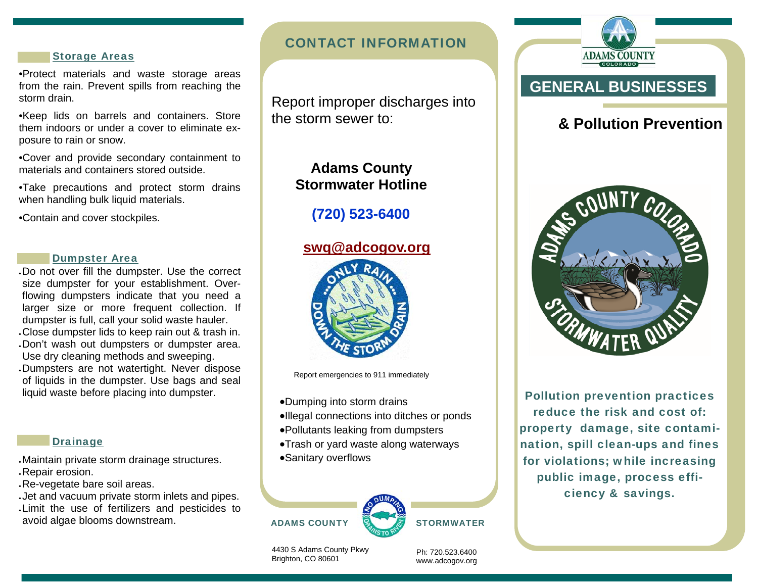### Storage Areas

- Protect materials and waste storage areas from the rain. Prevent spills from reaching the storm drain.
- Keep lids on barrels and containers. Store them indoors or under a cover to eliminate exposure to rain or snow.
- Cover and provide secondary containment to materials and containers stored outside.
- Take precautions and protect storm drains when handling bulk liquid materials.
- Contain and cover stockpiles.

### Dumpster Area

- Do not over fill the dumpster. Use the correct size dumpster for your establishment. Overflowing dumpsters indicate that you need a larger size or more frequent collection. If dumpster is full, call your solid waste hauler.
- Close dumpster lids to keep rain out & trash in.
- Don't wash out dumpsters or dumpster area. Use dry cleaning methods and sweeping.
- Dumpsters are not watertight. Never dispose of liquids in the dumpster. Use bags and seal liquid waste before placing into dumpster.

### Drainage

- Maintain private storm drainage structures.
- Repair erosion.
- Re-vegetate bare soil areas.
- Jet and vacuum private storm inlets and pipes.
- Limit the use of fertilizers and pesticides to avoid algae blooms downstream.

## CONTACT INFORMATION

Report improper discharges into the storm sewer to:

**Adams County Stormwater Hotline**

**(720) 523-6400**

**swq@adcogov.org**

Report emergencies to 911 immediately

- Dumping into storm drains
- Illegal connections into ditches or ponds
- Pollutants leaking from dumpsters
- Trash or yard waste along waterways
- Sanitary overflows

ADAMS COUNTY STORMWATER

4430 S Adams County Pkwy
Brighton, CO 80601

Ph: 720.523.6400
www.adcogov.org

# GENERAL BUSINESSES

## & Pollution Prevention

**Pollution prevention practices reduce the risk and cost of: property damage, site contamination, spill clean-ups and fines for violations; while increasing public image, process efficiency & savings.**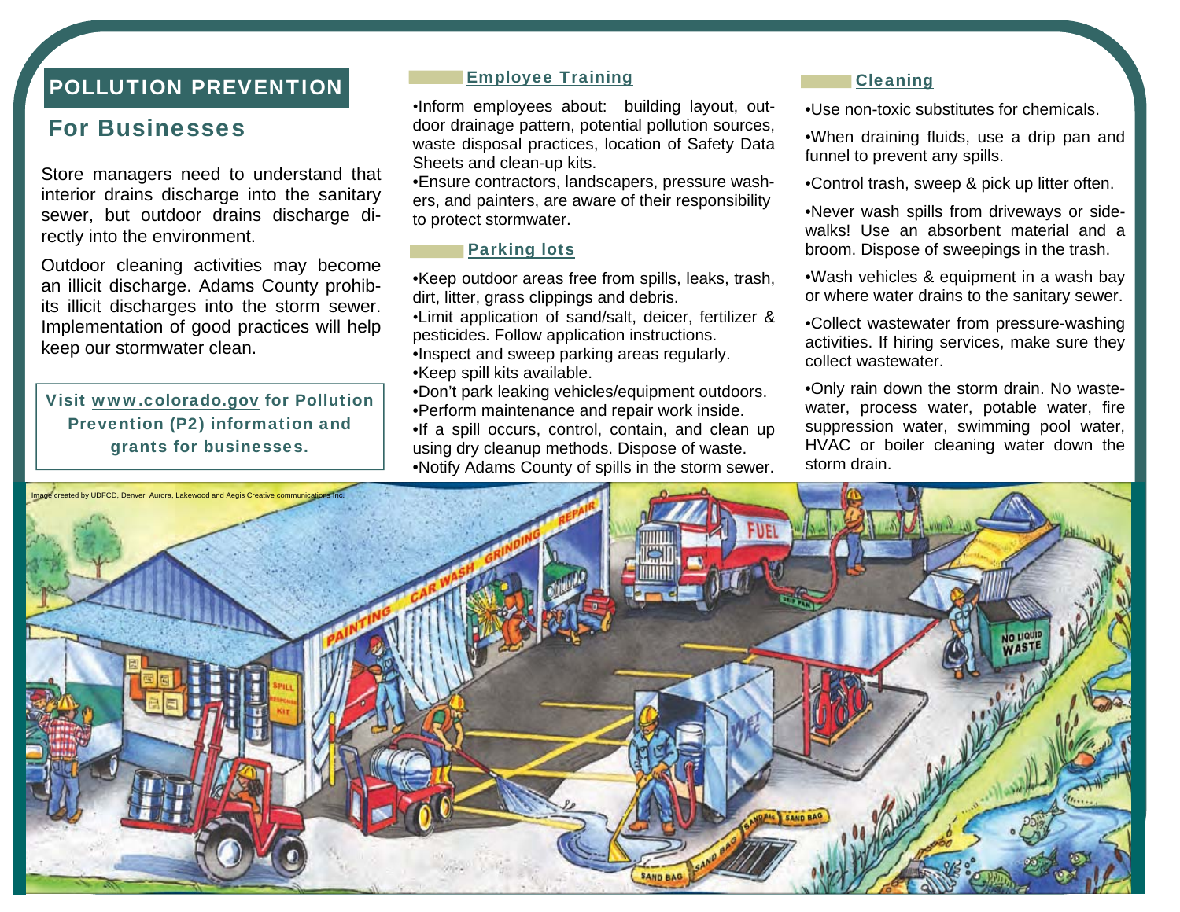# POLLUTION PREVENTION

## For Businesses

Store managers need to understand that interior drains discharge into the sanitary sewer, but outdoor drains discharge directly into the environment.

Outdoor cleaning activities may become an illicit discharge. Adams County prohibits illicit discharges into the storm sewer. Implementation of good practices will help keep our stormwater clean.

**Visit www.colorado.gov for Pollution Prevention (P2) information and grants for businesses.**

### Employee Training

- Inform employees about: building layout, outdoor drainage pattern, potential pollution sources, waste disposal practices, location of Safety Data Sheets and clean-up kits.
- Ensure contractors, landscapers, pressure washers, and painters, are aware of their responsibility to protect stormwater.

### Parking lots

- Keep outdoor areas free from spills, leaks, trash, dirt, litter, grass clippings and debris.
- Limit application of sand/salt, deicer, fertilizer & pesticides. Follow application instructions.
- Inspect and sweep parking areas regularly.
- Keep spill kits available.
- Don't park leaking vehicles/equipment outdoors.
- Perform maintenance and repair work inside.
- If a spill occurs, control, contain, and clean up using dry cleanup methods. Dispose of waste.
- Notify Adams County of spills in the storm sewer.

### Cleaning

- Use non-toxic substitutes for chemicals.
- When draining fluids, use a drip pan and funnel to prevent any spills.
- Control trash, sweep & pick up litter often.
- Never wash spills from driveways or sidewalks! Use an absorbent material and a broom. Dispose of sweepings in the trash.
- Wash vehicles & equipment in a wash bay or where water drains to the sanitary sewer.
- Collect wastewater from pressure-washing activities. If hiring services, make sure they collect wastewater.
- Only rain down the storm drain. No wastewater, process water, potable water, fire suppression water, swimming pool water, HVAC or boiler cleaning water down the storm drain.

Image created by UDFCD, Denver, Aurora, Lakewood and Aegis Creative communications Inc.